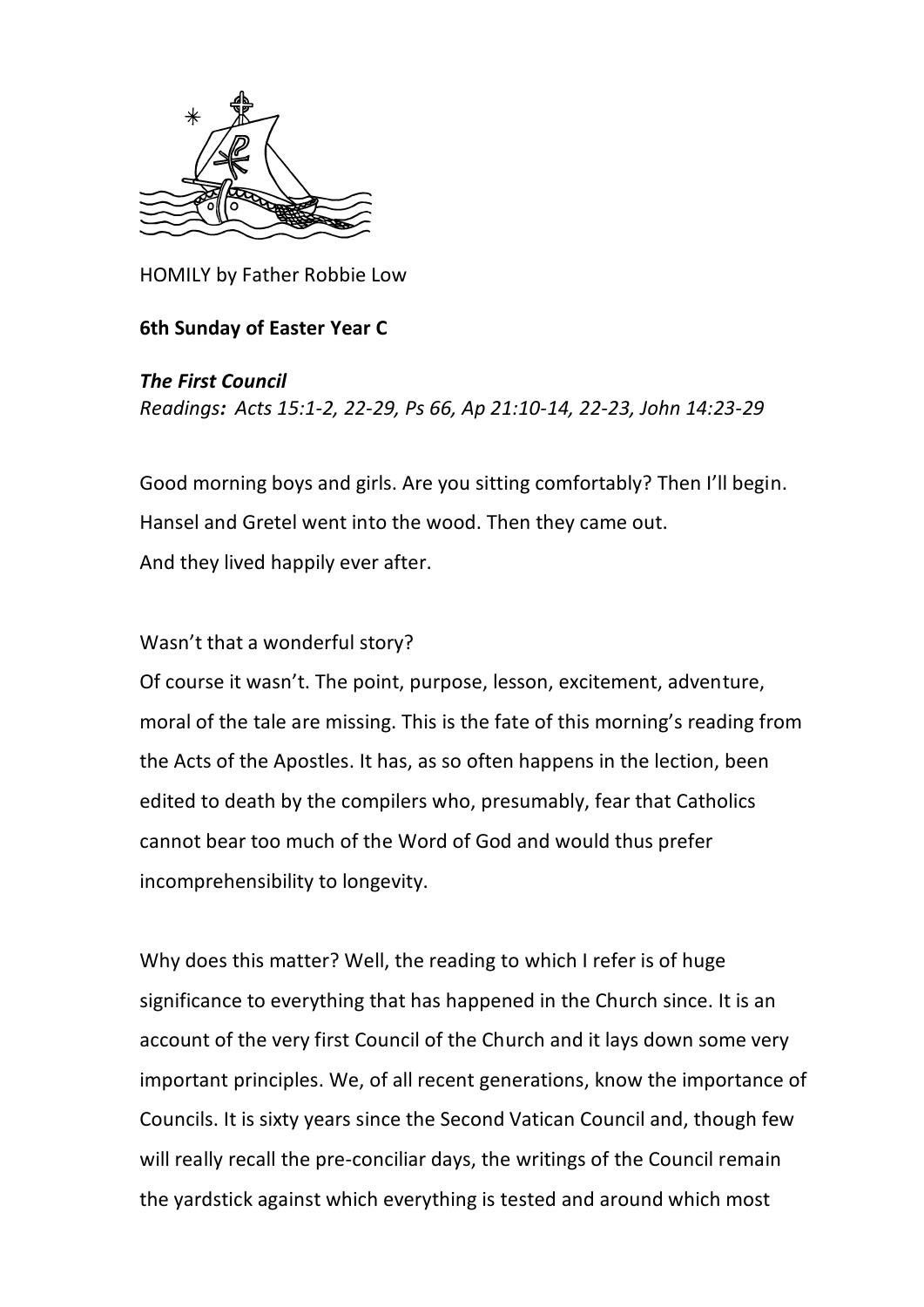HOMILY by Father Robbie Low

**6th Sunday of Easter Year C**

***The First Council***

*Readings: Acts 15:1-2, 22-29, Ps 66, Ap 21:10-14, 22-23, John 14:23-29*

Good morning boys and girls. Are you sitting comfortably? Then I'll begin. Hansel and Gretel went into the wood. Then they came out. And they lived happily ever after.

Wasn't that a wonderful story?
Of course it wasn't. The point, purpose, lesson, excitement, adventure, moral of the tale are missing. This is the fate of this morning's reading from the Acts of the Apostles. It has, as so often happens in the lection, been edited to death by the compilers who, presumably, fear that Catholics cannot bear too much of the Word of God and would thus prefer incomprehensibility to longevity.

Why does this matter? Well, the reading to which I refer is of huge significance to everything that has happened in the Church since. It is an account of the very first Council of the Church and it lays down some very important principles. We, of all recent generations, know the importance of Councils. It is sixty years since the Second Vatican Council and, though few will really recall the pre-conciliar days, the writings of the Council remain the yardstick against which everything is tested and around which most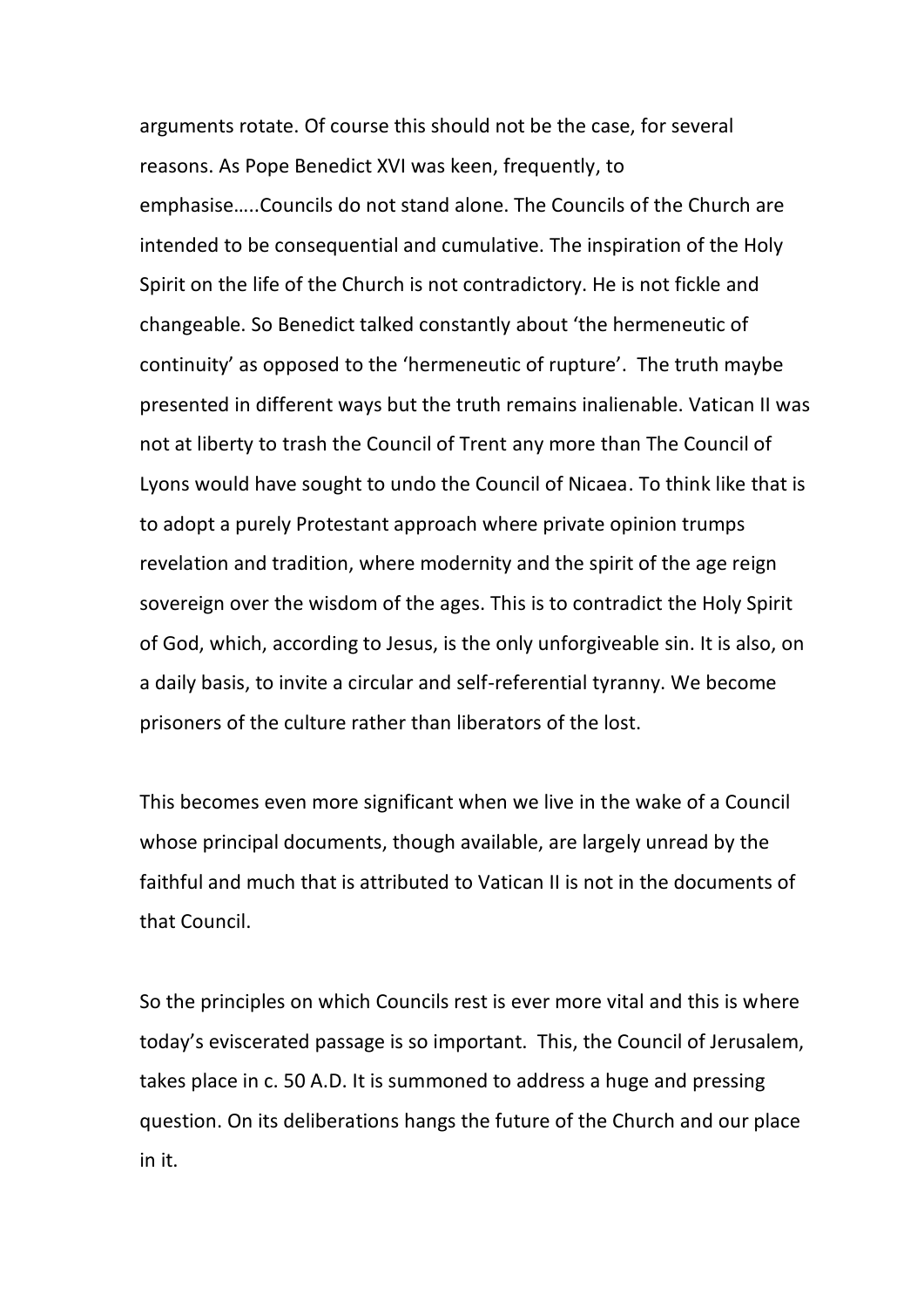arguments rotate. Of course this should not be the case, for several reasons. As Pope Benedict XVI was keen, frequently, to emphasise…..Councils do not stand alone. The Councils of the Church are intended to be consequential and cumulative. The inspiration of the Holy Spirit on the life of the Church is not contradictory. He is not fickle and changeable. So Benedict talked constantly about 'the hermeneutic of continuity' as opposed to the 'hermeneutic of rupture'. The truth maybe presented in different ways but the truth remains inalienable. Vatican II was not at liberty to trash the Council of Trent any more than The Council of Lyons would have sought to undo the Council of Nicaea. To think like that is to adopt a purely Protestant approach where private opinion trumps revelation and tradition, where modernity and the spirit of the age reign sovereign over the wisdom of the ages. This is to contradict the Holy Spirit of God, which, according to Jesus, is the only unforgiveable sin. It is also, on a daily basis, to invite a circular and self-referential tyranny. We become prisoners of the culture rather than liberators of the lost.

This becomes even more significant when we live in the wake of a Council whose principal documents, though available, are largely unread by the faithful and much that is attributed to Vatican II is not in the documents of that Council.

So the principles on which Councils rest is ever more vital and this is where today's eviscerated passage is so important. This, the Council of Jerusalem, takes place in c. 50 A.D. It is summoned to address a huge and pressing question. On its deliberations hangs the future of the Church and our place in it.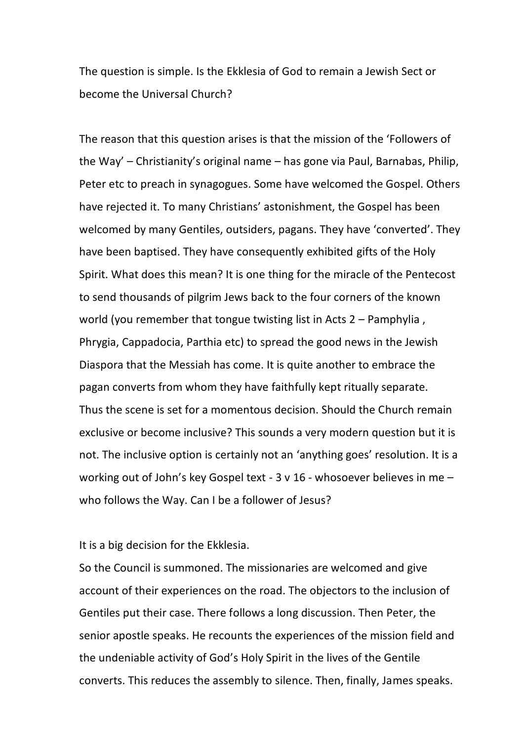The question is simple. Is the Ekklesia of God to remain a Jewish Sect or become the Universal Church?

The reason that this question arises is that the mission of the 'Followers of the Way' – Christianity's original name – has gone via Paul, Barnabas, Philip, Peter etc to preach in synagogues. Some have welcomed the Gospel. Others have rejected it. To many Christians' astonishment, the Gospel has been welcomed by many Gentiles, outsiders, pagans. They have 'converted'. They have been baptised. They have consequently exhibited gifts of the Holy Spirit. What does this mean? It is one thing for the miracle of the Pentecost to send thousands of pilgrim Jews back to the four corners of the known world (you remember that tongue twisting list in Acts 2 – Pamphylia , Phrygia, Cappadocia, Parthia etc) to spread the good news in the Jewish Diaspora that the Messiah has come. It is quite another to embrace the pagan converts from whom they have faithfully kept ritually separate. Thus the scene is set for a momentous decision. Should the Church remain exclusive or become inclusive? This sounds a very modern question but it is not. The inclusive option is certainly not an 'anything goes' resolution. It is a working out of John's key Gospel text - 3 v 16 - whosoever believes in me – who follows the Way. Can I be a follower of Jesus?

It is a big decision for the Ekklesia.
So the Council is summoned. The missionaries are welcomed and give account of their experiences on the road. The objectors to the inclusion of Gentiles put their case. There follows a long discussion. Then Peter, the senior apostle speaks. He recounts the experiences of the mission field and the undeniable activity of God's Holy Spirit in the lives of the Gentile converts. This reduces the assembly to silence. Then, finally, James speaks.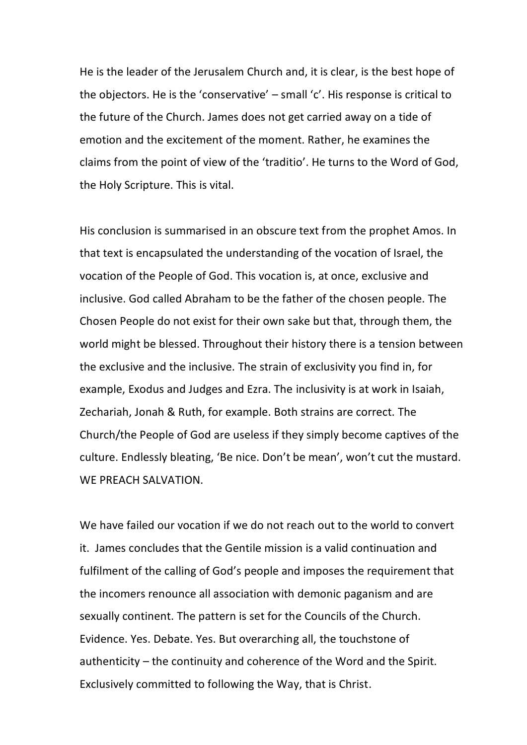He is the leader of the Jerusalem Church and, it is clear, is the best hope of the objectors. He is the 'conservative' – small 'c'. His response is critical to the future of the Church. James does not get carried away on a tide of emotion and the excitement of the moment. Rather, he examines the claims from the point of view of the 'traditio'. He turns to the Word of God, the Holy Scripture. This is vital.

His conclusion is summarised in an obscure text from the prophet Amos. In that text is encapsulated the understanding of the vocation of Israel, the vocation of the People of God. This vocation is, at once, exclusive and inclusive. God called Abraham to be the father of the chosen people. The Chosen People do not exist for their own sake but that, through them, the world might be blessed. Throughout their history there is a tension between the exclusive and the inclusive. The strain of exclusivity you find in, for example, Exodus and Judges and Ezra. The inclusivity is at work in Isaiah, Zechariah, Jonah & Ruth, for example. Both strains are correct. The Church/the People of God are useless if they simply become captives of the culture. Endlessly bleating, 'Be nice. Don't be mean', won't cut the mustard. WE PREACH SALVATION.

We have failed our vocation if we do not reach out to the world to convert it. James concludes that the Gentile mission is a valid continuation and fulfilment of the calling of God's people and imposes the requirement that the incomers renounce all association with demonic paganism and are sexually continent. The pattern is set for the Councils of the Church. Evidence. Yes. Debate. Yes. But overarching all, the touchstone of authenticity – the continuity and coherence of the Word and the Spirit. Exclusively committed to following the Way, that is Christ.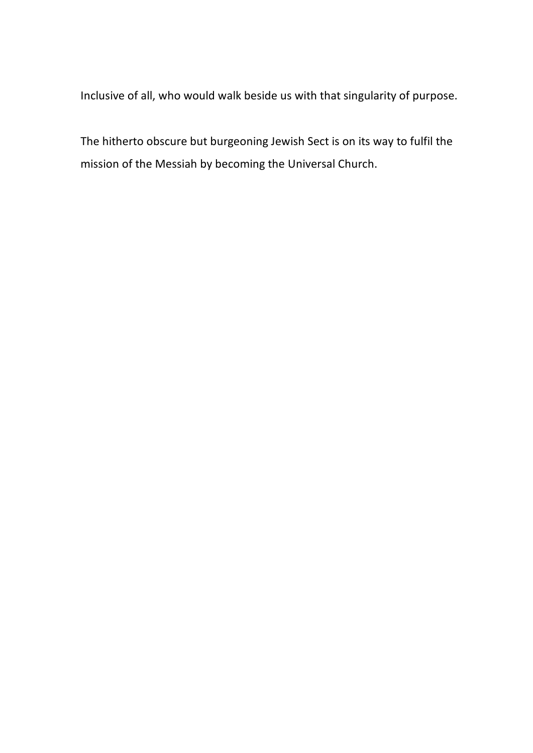Inclusive of all, who would walk beside us with that singularity of purpose.

The hitherto obscure but burgeoning Jewish Sect is on its way to fulfil the mission of the Messiah by becoming the Universal Church.